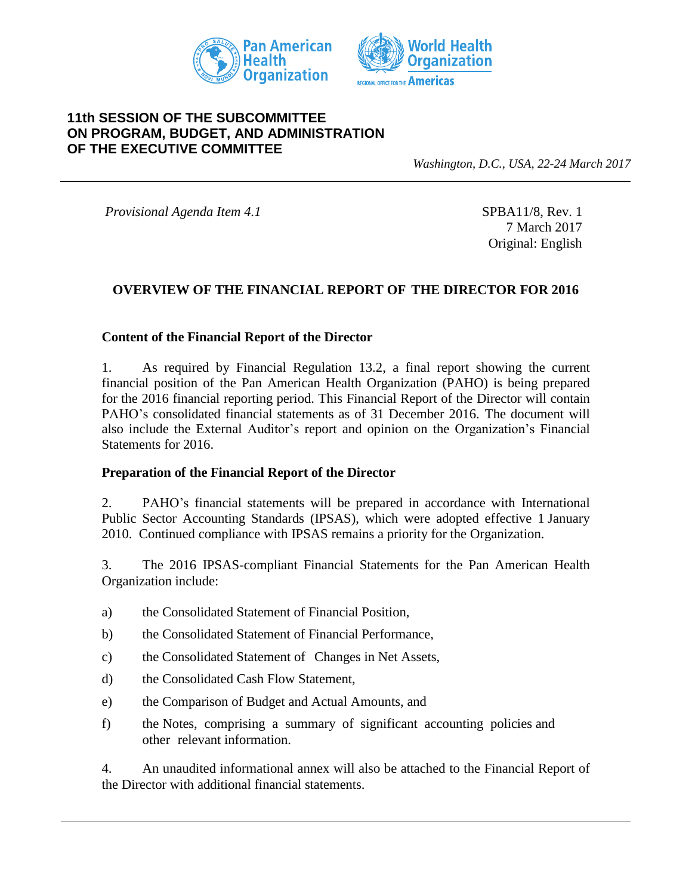**Pan American Health Organization** | **World Health Organization** REGIONAL OFFICE FOR THE **Americas**

**11th SESSION OF THE SUBCOMMITTEE ON PROGRAM, BUDGET, AND ADMINISTRATION OF THE EXECUTIVE COMMITTEE**

*Washington, D.C., USA, 22-24 March 2017*

---

*Provisional Agenda Item 4.1*

SPBA11/8, Rev. 1
7 March 2017
Original: English

# OVERVIEW OF THE FINANCIAL REPORT OF THE DIRECTOR FOR 2016

## Content of the Financial Report of the Director

1. As required by Financial Regulation 13.2, a final report showing the current financial position of the Pan American Health Organization (PAHO) is being prepared for the 2016 financial reporting period. This Financial Report of the Director will contain PAHO's consolidated financial statements as of 31 December 2016. The document will also include the External Auditor's report and opinion on the Organization's Financial Statements for 2016.

## Preparation of the Financial Report of the Director

2. PAHO's financial statements will be prepared in accordance with International Public Sector Accounting Standards (IPSAS), which were adopted effective 1 January 2010. Continued compliance with IPSAS remains a priority for the Organization.

3. The 2016 IPSAS-compliant Financial Statements for the Pan American Health Organization include:

a) the Consolidated Statement of Financial Position,

b) the Consolidated Statement of Financial Performance,

c) the Consolidated Statement of Changes in Net Assets,

d) the Consolidated Cash Flow Statement,

e) the Comparison of Budget and Actual Amounts, and

f) the Notes, comprising a summary of significant accounting policies and other relevant information.

4. An unaudited informational annex will also be attached to the Financial Report of the Director with additional financial statements.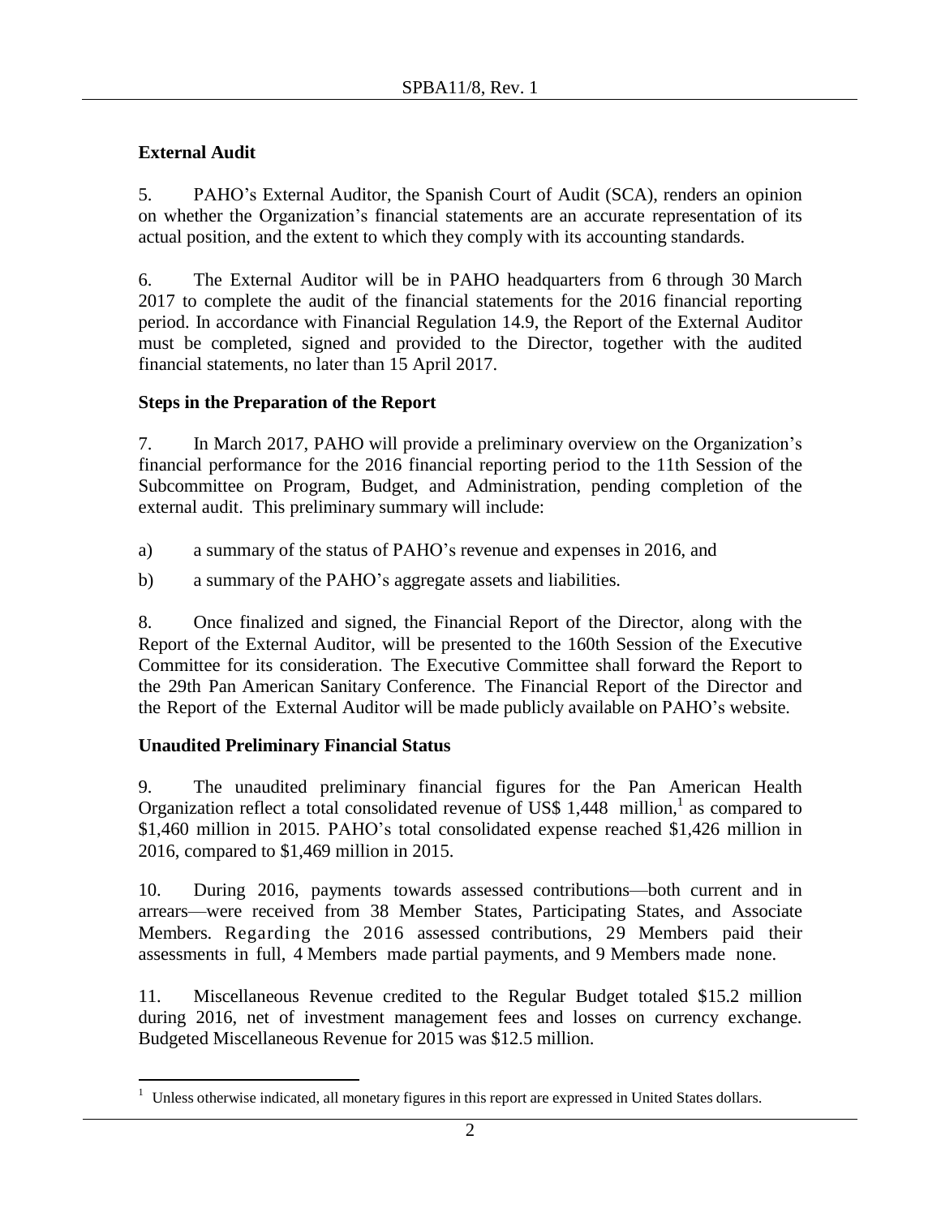### External Audit

5. PAHO's External Auditor, the Spanish Court of Audit (SCA), renders an opinion on whether the Organization's financial statements are an accurate representation of its actual position, and the extent to which they comply with its accounting standards.

6. The External Auditor will be in PAHO headquarters from 6 through 30 March 2017 to complete the audit of the financial statements for the 2016 financial reporting period. In accordance with Financial Regulation 14.9, the Report of the External Auditor must be completed, signed and provided to the Director, together with the audited financial statements, no later than 15 April 2017.

### Steps in the Preparation of the Report

7. In March 2017, PAHO will provide a preliminary overview on the Organization's financial performance for the 2016 financial reporting period to the 11th Session of the Subcommittee on Program, Budget, and Administration, pending completion of the external audit. This preliminary summary will include:

a) a summary of the status of PAHO's revenue and expenses in 2016, and

b) a summary of the PAHO's aggregate assets and liabilities.

8. Once finalized and signed, the Financial Report of the Director, along with the Report of the External Auditor, will be presented to the 160th Session of the Executive Committee for its consideration. The Executive Committee shall forward the Report to the 29th Pan American Sanitary Conference. The Financial Report of the Director and the Report of the External Auditor will be made publicly available on PAHO's website.

### Unaudited Preliminary Financial Status

9. The unaudited preliminary financial figures for the Pan American Health Organization reflect a total consolidated revenue of US$ 1,448 million,[1] as compared to $1,460 million in 2015. PAHO's total consolidated expense reached $1,426 million in 2016, compared to $1,469 million in 2015.

10. During 2016, payments towards assessed contributions—both current and in arrears—were received from 38 Member States, Participating States, and Associate Members. Regarding the 2016 assessed contributions, 29 Members paid their assessments in full, 4 Members made partial payments, and 9 Members made none.

11. Miscellaneous Revenue credited to the Regular Budget totaled $15.2 million during 2016, net of investment management fees and losses on currency exchange. Budgeted Miscellaneous Revenue for 2015 was $12.5 million.

[1] Unless otherwise indicated, all monetary figures in this report are expressed in United States dollars.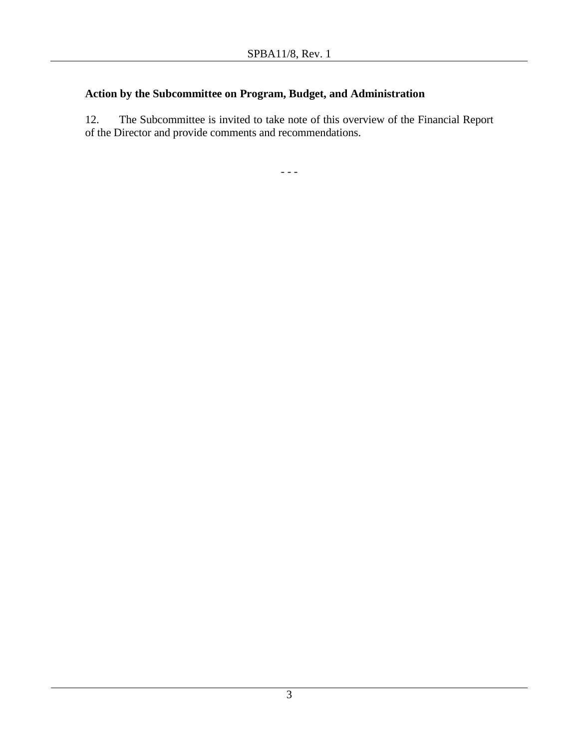**Action by the Subcommittee on Program, Budget, and Administration**

12. The Subcommittee is invited to take note of this overview of the Financial Report of the Director and provide comments and recommendations.

- - -